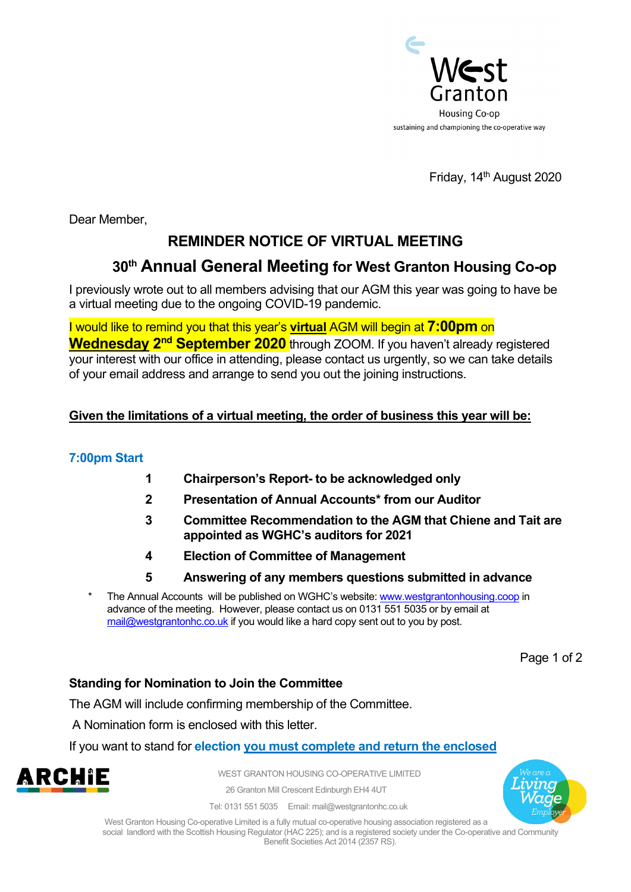West Granton Housing Co-op
sustaining and championing the co-operative way

Friday, 14th August 2020

Dear Member,

## REMINDER NOTICE OF VIRTUAL MEETING

## 30th Annual General Meeting for West Granton Housing Co-op

I previously wrote out to all members advising that our AGM this year was going to have be a virtual meeting due to the ongoing COVID-19 pandemic.

I would like to remind you that this year's **virtual** AGM will begin at **7:00pm** on **Wednesday 2nd September 2020** through ZOOM. If you haven't already registered your interest with our office in attending, please contact us urgently, so we can take details of your email address and arrange to send you out the joining instructions.

**Given the limitations of a virtual meeting, the order of business this year will be:**

**7:00pm Start**

1. **Chairperson's Report- to be acknowledged only**
2. **Presentation of Annual Accounts\* from our Auditor**
3. **Committee Recommendation to the AGM that Chiene and Tait are appointed as WGHC's auditors for 2021**
4. **Election of Committee of Management**
5. **Answering of any members questions submitted in advance**

\* The Annual Accounts will be published on WGHC's website: www.westgrantonhousing.coop in advance of the meeting. However, please contact us on 0131 551 5035 or by email at mail@westgrantonhc.co.uk if you would like a hard copy sent out to you by post.

### Standing for Nomination to Join the Committee

The AGM will include confirming membership of the Committee.

A Nomination form is enclosed with this letter.

If you want to stand for **election you must complete and return the enclosed**

WEST GRANTON HOUSING CO-OPERATIVE LIMITED
26 Granton Mill Crescent Edinburgh EH4 4UT
Tel: 0131 551 5035 Email: mail@westgrantonhc.co.uk

West Granton Housing Co-operative Limited is a fully mutual co-operative housing association registered as a social landlord with the Scottish Housing Regulator (HAC 225); and is a registered society under the Co-operative and Community Benefit Societies Act 2014 (2357 RS).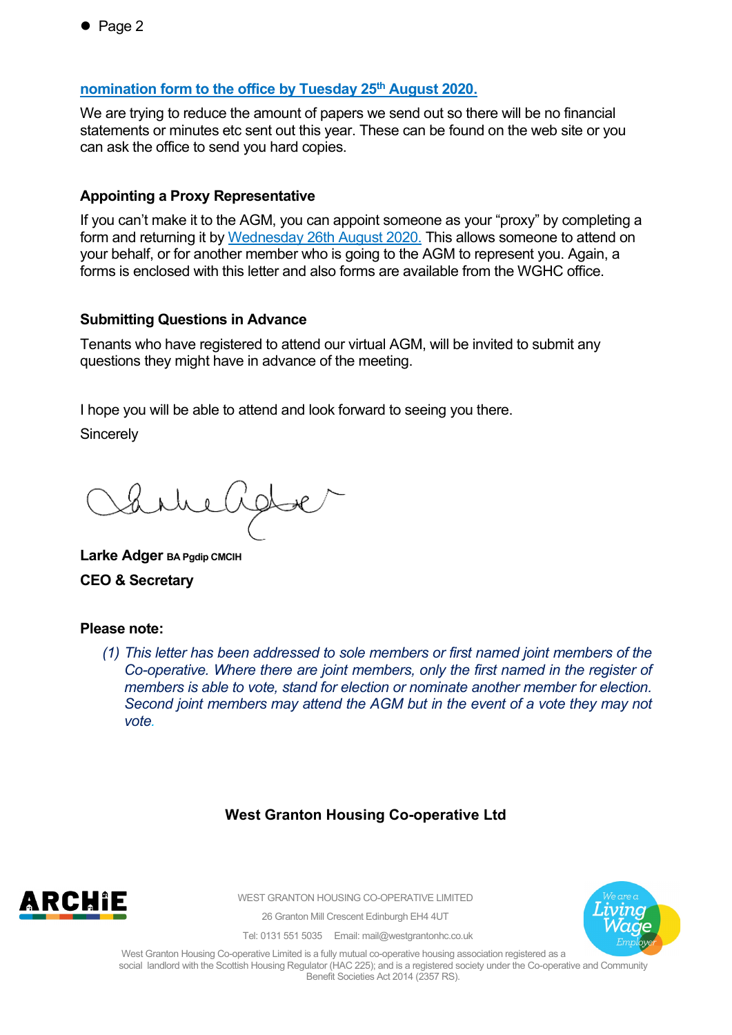**nomination form to the office by Tuesday 25th August 2020.**

We are trying to reduce the amount of papers we send out so there will be no financial statements or minutes etc sent out this year. These can be found on the web site or you can ask the office to send you hard copies.

### Appointing a Proxy Representative

If you can't make it to the AGM, you can appoint someone as your "proxy" by completing a form and returning it by Wednesday 26th August 2020. This allows someone to attend on your behalf, or for another member who is going to the AGM to represent you. Again, a forms is enclosed with this letter and also forms are available from the WGHC office.

### Submitting Questions in Advance

Tenants who have registered to attend our virtual AGM, will be invited to submit any questions they might have in advance of the meeting.

I hope you will be able to attend and look forward to seeing you there.

Sincerely

**Larke Adger** **BA Pgdip CMCIH**

**CEO & Secretary**

**Please note:**

*(1) This letter has been addressed to sole members or first named joint members of the Co-operative. Where there are joint members, only the first named in the register of members is able to vote, stand for election or nominate another member for election. Second joint members may attend the AGM but in the event of a vote they may not vote.*

**West Granton Housing Co-operative Ltd**

WEST GRANTON HOUSING CO-OPERATIVE LIMITED

26 Granton Mill Crescent Edinburgh EH4 4UT

Tel: 0131 551 5035 Email: mail@westgrantonhc.co.uk

West Granton Housing Co-operative Limited is a fully mutual co-operative housing association registered as a social landlord with the Scottish Housing Regulator (HAC 225); and is a registered society under the Co-operative and Community Benefit Societies Act 2014 (2357 RS).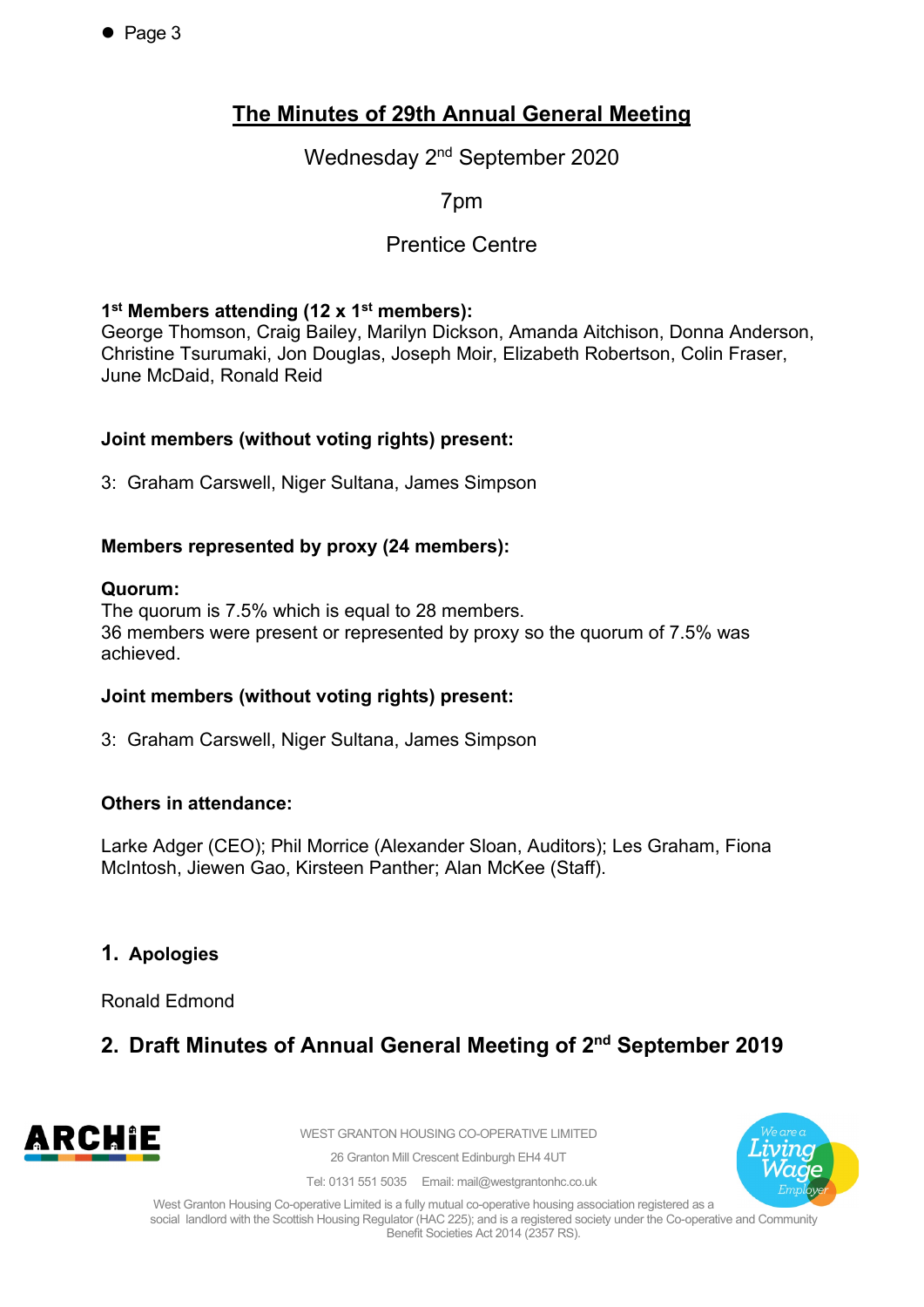# The Minutes of 29th Annual General Meeting

Wednesday 2nd September 2020

7pm

Prentice Centre

**1st Members attending (12 x 1st members):**
George Thomson, Craig Bailey, Marilyn Dickson, Amanda Aitchison, Donna Anderson, Christine Tsurumaki, Jon Douglas, Joseph Moir, Elizabeth Robertson, Colin Fraser, June McDaid, Ronald Reid

**Joint members (without voting rights) present:**

3: Graham Carswell, Niger Sultana, James Simpson

**Members represented by proxy (24 members):**

**Quorum:**
The quorum is 7.5% which is equal to 28 members.
36 members were present or represented by proxy so the quorum of 7.5% was achieved.

**Joint members (without voting rights) present:**

3: Graham Carswell, Niger Sultana, James Simpson

**Others in attendance:**

Larke Adger (CEO); Phil Morrice (Alexander Sloan, Auditors); Les Graham, Fiona McIntosh, Jiewen Gao, Kirsteen Panther; Alan McKee (Staff).

## 1. Apologies

Ronald Edmond

## 2. Draft Minutes of Annual General Meeting of 2nd September 2019

WEST GRANTON HOUSING CO-OPERATIVE LIMITED

26 Granton Mill Crescent Edinburgh EH4 4UT

Tel: 0131 551 5035 Email: mail@westgrantonhc.co.uk

West Granton Housing Co-operative Limited is a fully mutual co-operative housing association registered as a social landlord with the Scottish Housing Regulator (HAC 225); and is a registered society under the Co-operative and Community Benefit Societies Act 2014 (2357 RS).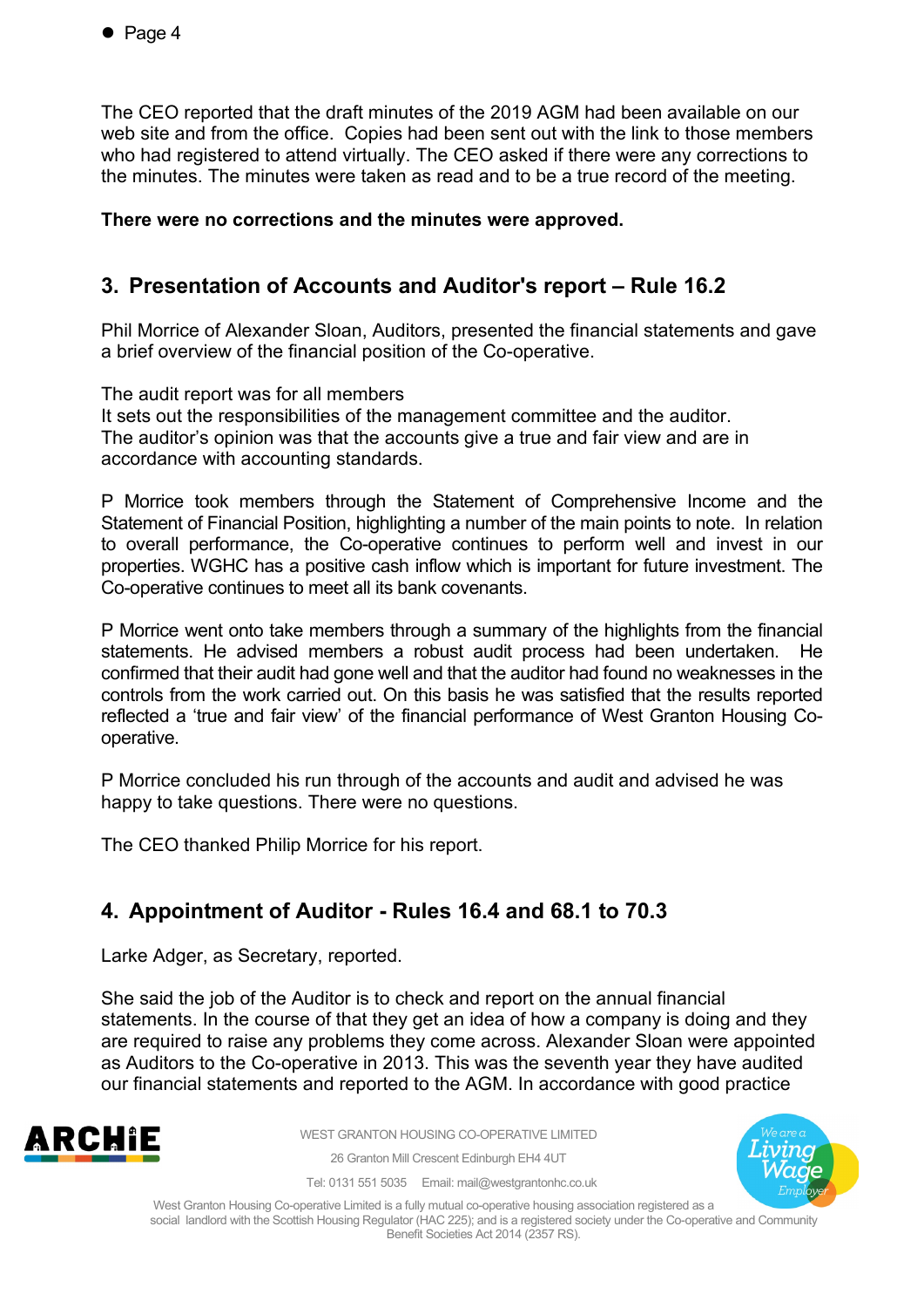The CEO reported that the draft minutes of the 2019 AGM had been available on our web site and from the office. Copies had been sent out with the link to those members who had registered to attend virtually. The CEO asked if there were any corrections to the minutes. The minutes were taken as read and to be a true record of the meeting.

**There were no corrections and the minutes were approved.**

## 3. Presentation of Accounts and Auditor's report – Rule 16.2

Phil Morrice of Alexander Sloan, Auditors, presented the financial statements and gave a brief overview of the financial position of the Co-operative.

The audit report was for all members
It sets out the responsibilities of the management committee and the auditor.
The auditor's opinion was that the accounts give a true and fair view and are in accordance with accounting standards.

P Morrice took members through the Statement of Comprehensive Income and the Statement of Financial Position, highlighting a number of the main points to note. In relation to overall performance, the Co-operative continues to perform well and invest in our properties. WGHC has a positive cash inflow which is important for future investment. The Co-operative continues to meet all its bank covenants.

P Morrice went onto take members through a summary of the highlights from the financial statements. He advised members a robust audit process had been undertaken. He confirmed that their audit had gone well and that the auditor had found no weaknesses in the controls from the work carried out. On this basis he was satisfied that the results reported reflected a 'true and fair view' of the financial performance of West Granton Housing Co-operative.

P Morrice concluded his run through of the accounts and audit and advised he was happy to take questions. There were no questions.

The CEO thanked Philip Morrice for his report.

## 4. Appointment of Auditor - Rules 16.4 and 68.1 to 70.3

Larke Adger, as Secretary, reported.

She said the job of the Auditor is to check and report on the annual financial statements. In the course of that they get an idea of how a company is doing and they are required to raise any problems they come across. Alexander Sloan were appointed as Auditors to the Co-operative in 2013. This was the seventh year they have audited our financial statements and reported to the AGM. In accordance with good practice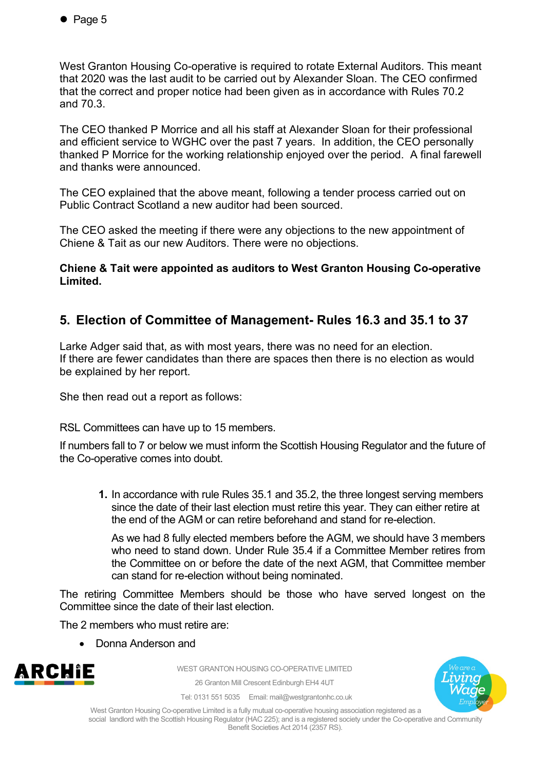West Granton Housing Co-operative is required to rotate External Auditors. This meant that 2020 was the last audit to be carried out by Alexander Sloan. The CEO confirmed that the correct and proper notice had been given as in accordance with Rules 70.2 and 70.3.

The CEO thanked P Morrice and all his staff at Alexander Sloan for their professional and efficient service to WGHC over the past 7 years. In addition, the CEO personally thanked P Morrice for the working relationship enjoyed over the period. A final farewell and thanks were announced.

The CEO explained that the above meant, following a tender process carried out on Public Contract Scotland a new auditor had been sourced.

The CEO asked the meeting if there were any objections to the new appointment of Chiene & Tait as our new Auditors. There were no objections.

**Chiene & Tait were appointed as auditors to West Granton Housing Co-operative Limited.**

## 5. Election of Committee of Management- Rules 16.3 and 35.1 to 37

Larke Adger said that, as with most years, there was no need for an election. If there are fewer candidates than there are spaces then there is no election as would be explained by her report.

She then read out a report as follows:

RSL Committees can have up to 15 members.

If numbers fall to 7 or below we must inform the Scottish Housing Regulator and the future of the Co-operative comes into doubt.

1. In accordance with rule Rules 35.1 and 35.2, the three longest serving members since the date of their last election must retire this year. They can either retire at the end of the AGM or can retire beforehand and stand for re-election.

   As we had 8 fully elected members before the AGM, we should have 3 members who need to stand down. Under Rule 35.4 if a Committee Member retires from the Committee on or before the date of the next AGM, that Committee member can stand for re-election without being nominated.

The retiring Committee Members should be those who have served longest on the Committee since the date of their last election.

The 2 members who must retire are:

- Donna Anderson and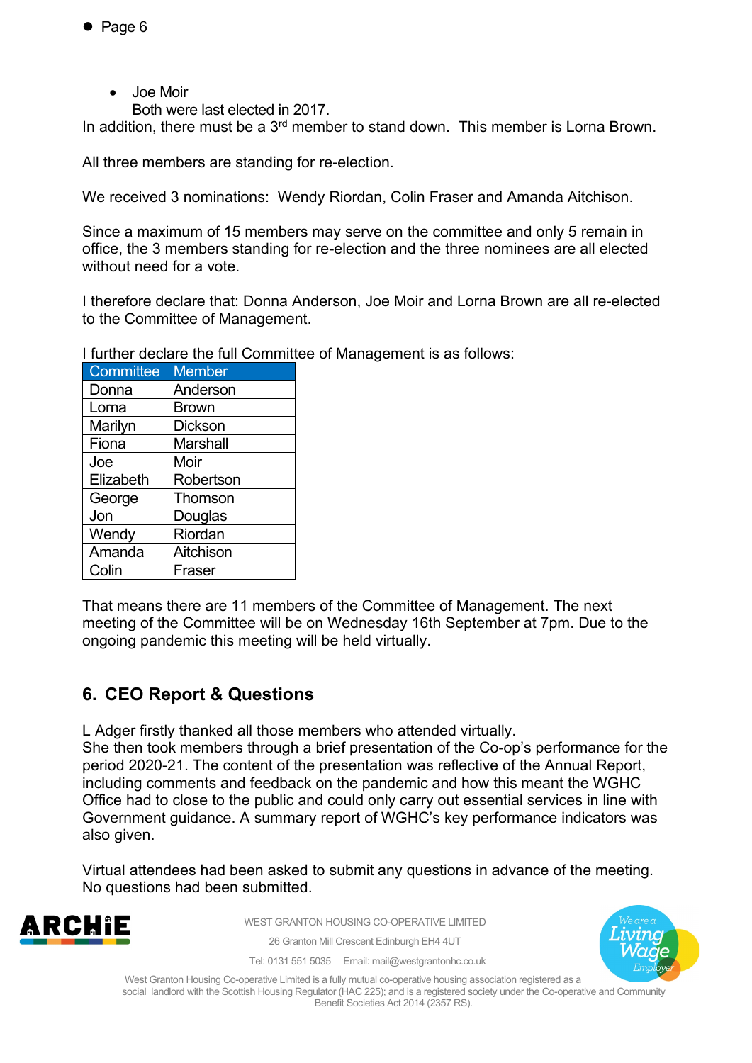- Joe Moir

  Both were last elected in 2017.

In addition, there must be a 3rd member to stand down. This member is Lorna Brown.

All three members are standing for re-election.

We received 3 nominations: Wendy Riordan, Colin Fraser and Amanda Aitchison.

Since a maximum of 15 members may serve on the committee and only 5 remain in office, the 3 members standing for re-election and the three nominees are all elected without need for a vote.

I therefore declare that: Donna Anderson, Joe Moir and Lorna Brown are all re-elected to the Committee of Management.

I further declare the full Committee of Management is as follows:

| Committee | Member |
|---|---|
| Donna | Anderson |
| Lorna | Brown |
| Marilyn | Dickson |
| Fiona | Marshall |
| Joe | Moir |
| Elizabeth | Robertson |
| George | Thomson |
| Jon | Douglas |
| Wendy | Riordan |
| Amanda | Aitchison |
| Colin | Fraser |

That means there are 11 members of the Committee of Management. The next meeting of the Committee will be on Wednesday 16th September at 7pm. Due to the ongoing pandemic this meeting will be held virtually.

## 6. CEO Report & Questions

L Adger firstly thanked all those members who attended virtually.
She then took members through a brief presentation of the Co-op's performance for the period 2020-21. The content of the presentation was reflective of the Annual Report, including comments and feedback on the pandemic and how this meant the WGHC Office had to close to the public and could only carry out essential services in line with Government guidance. A summary report of WGHC's key performance indicators was also given.

Virtual attendees had been asked to submit any questions in advance of the meeting. No questions had been submitted.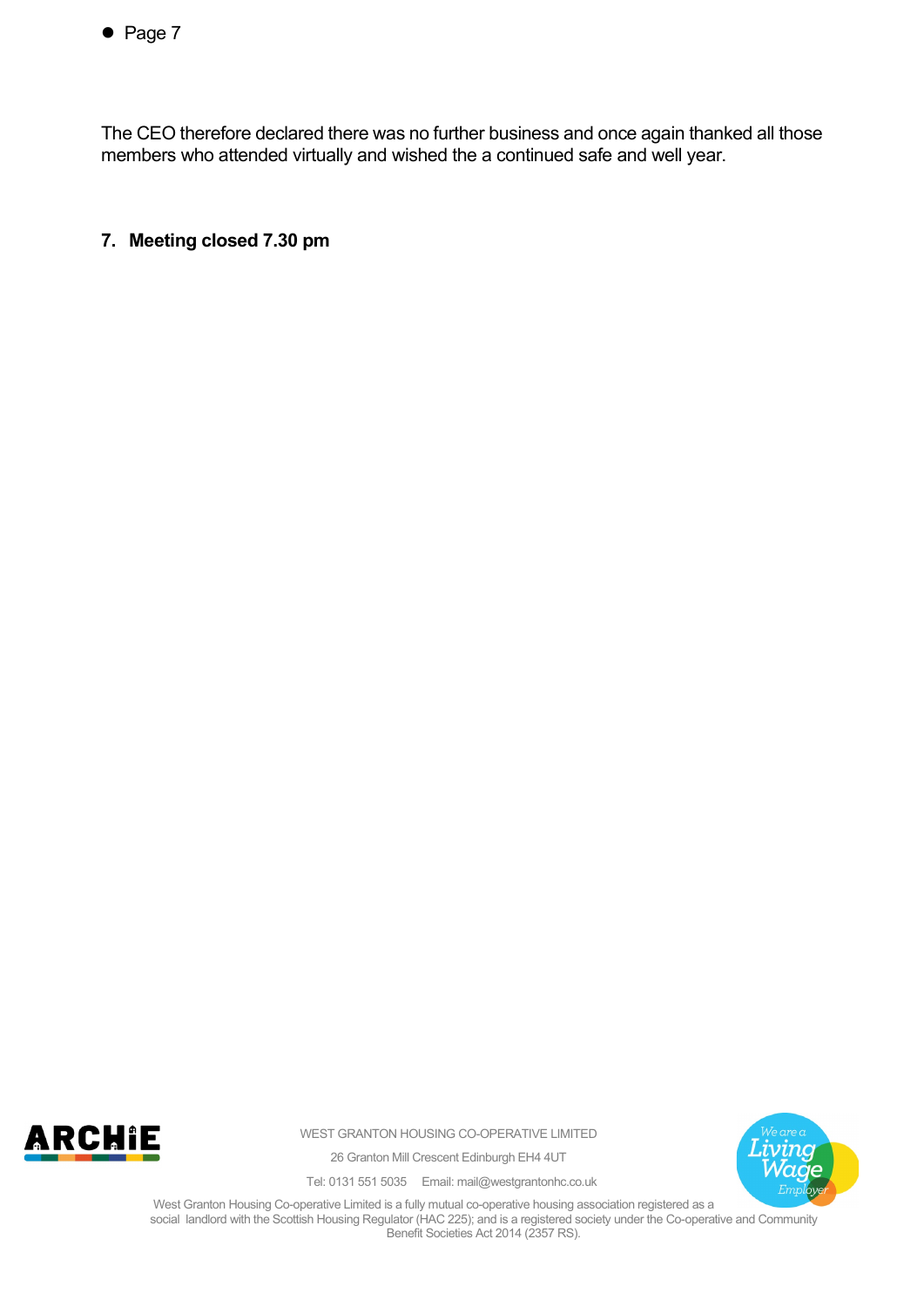The CEO therefore declared there was no further business and once again thanked all those members who attended virtually and wished the a continued safe and well year.

**7. Meeting closed 7.30 pm**